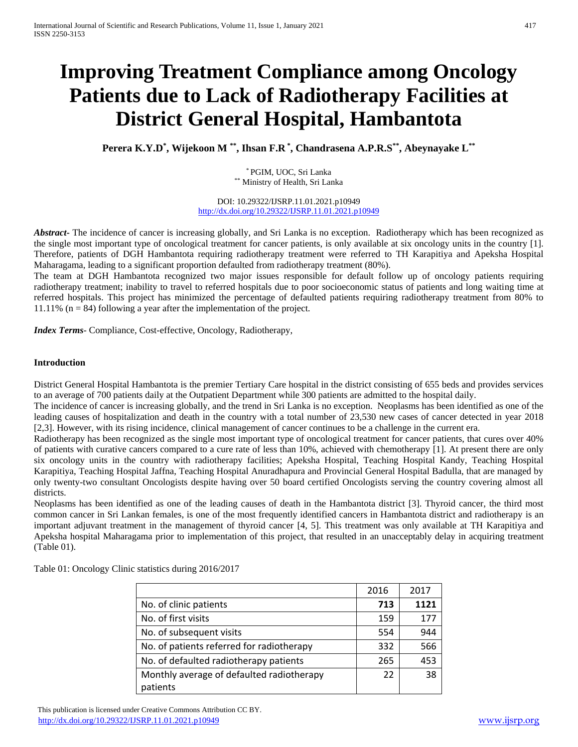# Improving Treatment Compliance among Oncology Patients due to Lack of Radiotherapy Facilities at District General Hospital, Hambantota

**Perera K.Y.D[*], Wijekoon M [**], Ihsan F.R [*], Chandrasena A.P.R.S[**], Abeynayake L[**]**

[*] PGIM, UOC, Sri Lanka
[**] Ministry of Health, Sri Lanka

DOI: 10.29322/IJSRP.11.01.2021.p10949
http://dx.doi.org/10.29322/IJSRP.11.01.2021.p10949

***Abstract***- The incidence of cancer is increasing globally, and Sri Lanka is no exception. Radiotherapy which has been recognized as the single most important type of oncological treatment for cancer patients, is only available at six oncology units in the country [1]. Therefore, patients of DGH Hambantota requiring radiotherapy treatment were referred to TH Karapitiya and Apeksha Hospital Maharagama, leading to a significant proportion defaulted from radiotherapy treatment (80%).

The team at DGH Hambantota recognized two major issues responsible for default follow up of oncology patients requiring radiotherapy treatment; inability to travel to referred hospitals due to poor socioeconomic status of patients and long waiting time at referred hospitals. This project has minimized the percentage of defaulted patients requiring radiotherapy treatment from 80% to 11.11% (n = 84) following a year after the implementation of the project.

***Index Terms***- Compliance, Cost-effective, Oncology, Radiotherapy,

## Introduction

District General Hospital Hambantota is the premier Tertiary Care hospital in the district consisting of 655 beds and provides services to an average of 700 patients daily at the Outpatient Department while 300 patients are admitted to the hospital daily.

The incidence of cancer is increasing globally, and the trend in Sri Lanka is no exception. Neoplasms has been identified as one of the leading causes of hospitalization and death in the country with a total number of 23,530 new cases of cancer detected in year 2018 [2,3]. However, with its rising incidence, clinical management of cancer continues to be a challenge in the current era.

Radiotherapy has been recognized as the single most important type of oncological treatment for cancer patients, that cures over 40% of patients with curative cancers compared to a cure rate of less than 10%, achieved with chemotherapy [1]. At present there are only six oncology units in the country with radiotherapy facilities; Apeksha Hospital, Teaching Hospital Kandy, Teaching Hospital Karapitiya, Teaching Hospital Jaffna, Teaching Hospital Anuradhapura and Provincial General Hospital Badulla, that are managed by only twenty-two consultant Oncologists despite having over 50 board certified Oncologists serving the country covering almost all districts.

Neoplasms has been identified as one of the leading causes of death in the Hambantota district [3]. Thyroid cancer, the third most common cancer in Sri Lankan females, is one of the most frequently identified cancers in Hambantota district and radiotherapy is an important adjuvant treatment in the management of thyroid cancer [4, 5]. This treatment was only available at TH Karapitiya and Apeksha hospital Maharagama prior to implementation of this project, that resulted in an unacceptably delay in acquiring treatment (Table 01).

Table 01: Oncology Clinic statistics during 2016/2017

| | 2016 | 2017 |
|---|---|---|
| No. of clinic patients | **713** | **1121** |
| No. of first visits | 159 | 177 |
| No. of subsequent visits | 554 | 944 |
| No. of patients referred for radiotherapy | 332 | 566 |
| No. of defaulted radiotherapy patients | 265 | 453 |
| Monthly average of defaulted radiotherapy patients | 22 | 38 |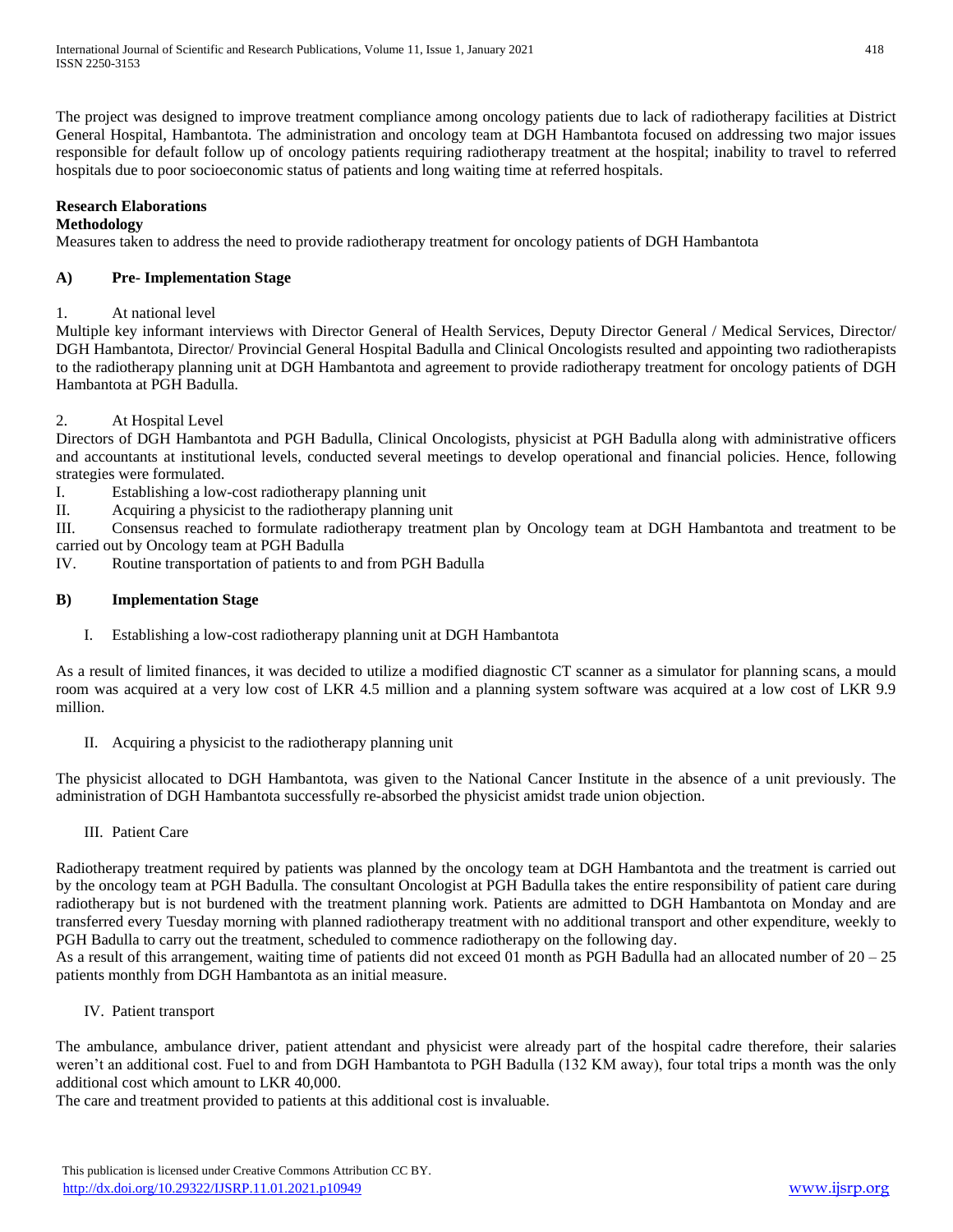The project was designed to improve treatment compliance among oncology patients due to lack of radiotherapy facilities at District General Hospital, Hambantota. The administration and oncology team at DGH Hambantota focused on addressing two major issues responsible for default follow up of oncology patients requiring radiotherapy treatment at the hospital; inability to travel to referred hospitals due to poor socioeconomic status of patients and long waiting time at referred hospitals.

## Research Elaborations

### Methodology

Measures taken to address the need to provide radiotherapy treatment for oncology patients of DGH Hambantota

### A) Pre- Implementation Stage

1. At national level

Multiple key informant interviews with Director General of Health Services, Deputy Director General / Medical Services, Director/ DGH Hambantota, Director/ Provincial General Hospital Badulla and Clinical Oncologists resulted and appointing two radiotherapists to the radiotherapy planning unit at DGH Hambantota and agreement to provide radiotherapy treatment for oncology patients of DGH Hambantota at PGH Badulla.

2. At Hospital Level

Directors of DGH Hambantota and PGH Badulla, Clinical Oncologists, physicist at PGH Badulla along with administrative officers and accountants at institutional levels, conducted several meetings to develop operational and financial policies. Hence, following strategies were formulated.

I. Establishing a low-cost radiotherapy planning unit
II. Acquiring a physicist to the radiotherapy planning unit
III. Consensus reached to formulate radiotherapy treatment plan by Oncology team at DGH Hambantota and treatment to be carried out by Oncology team at PGH Badulla
IV. Routine transportation of patients to and from PGH Badulla

### B) Implementation Stage

I. Establishing a low-cost radiotherapy planning unit at DGH Hambantota

As a result of limited finances, it was decided to utilize a modified diagnostic CT scanner as a simulator for planning scans, a mould room was acquired at a very low cost of LKR 4.5 million and a planning system software was acquired at a low cost of LKR 9.9 million.

II. Acquiring a physicist to the radiotherapy planning unit

The physicist allocated to DGH Hambantota, was given to the National Cancer Institute in the absence of a unit previously. The administration of DGH Hambantota successfully re-absorbed the physicist amidst trade union objection.

III. Patient Care

Radiotherapy treatment required by patients was planned by the oncology team at DGH Hambantota and the treatment is carried out by the oncology team at PGH Badulla. The consultant Oncologist at PGH Badulla takes the entire responsibility of patient care during radiotherapy but is not burdened with the treatment planning work. Patients are admitted to DGH Hambantota on Monday and are transferred every Tuesday morning with planned radiotherapy treatment with no additional transport and other expenditure, weekly to PGH Badulla to carry out the treatment, scheduled to commence radiotherapy on the following day.

As a result of this arrangement, waiting time of patients did not exceed 01 month as PGH Badulla had an allocated number of 20 – 25 patients monthly from DGH Hambantota as an initial measure.

IV. Patient transport

The ambulance, ambulance driver, patient attendant and physicist were already part of the hospital cadre therefore, their salaries weren't an additional cost. Fuel to and from DGH Hambantota to PGH Badulla (132 KM away), four total trips a month was the only additional cost which amount to LKR 40,000.

The care and treatment provided to patients at this additional cost is invaluable.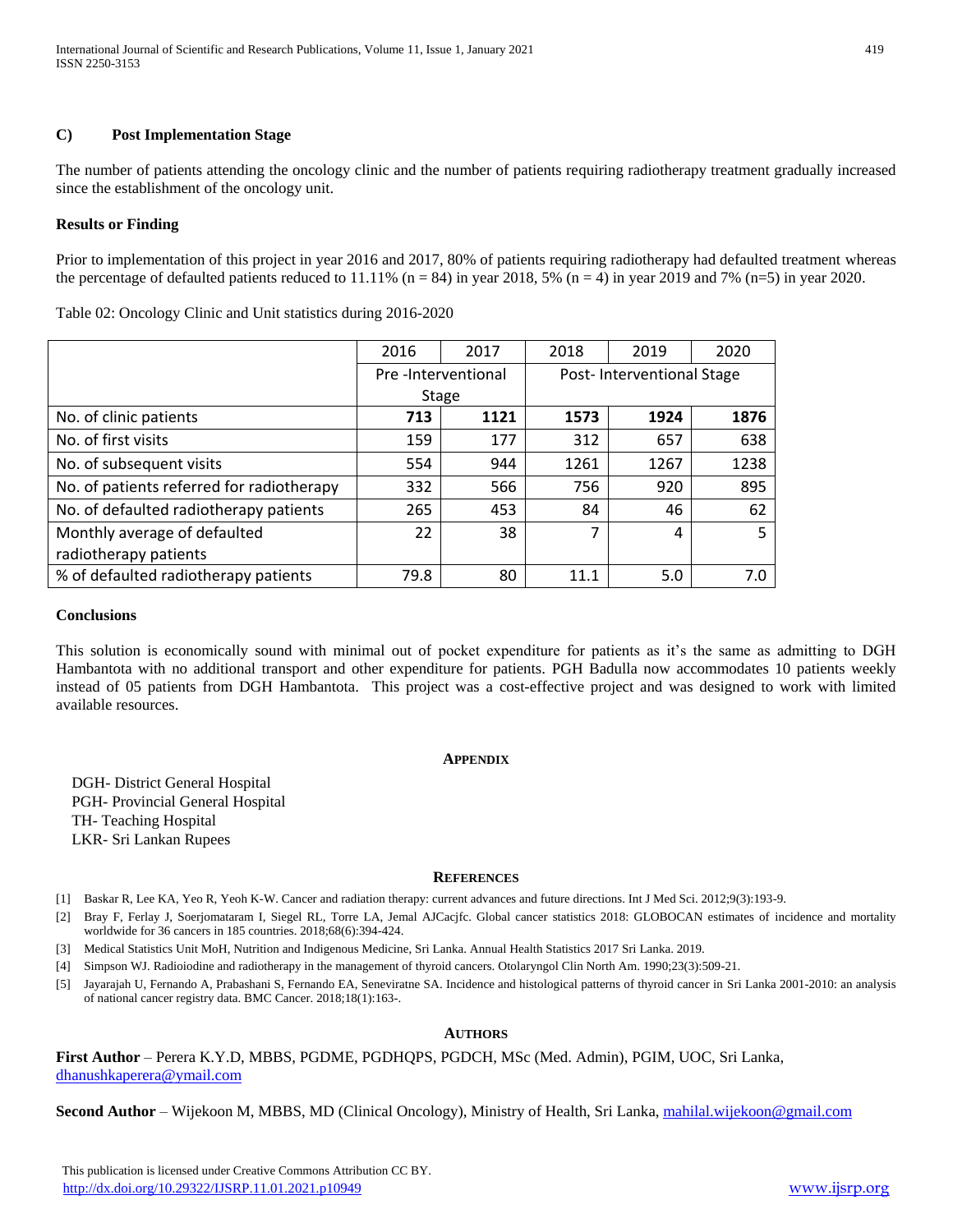### C) Post Implementation Stage

The number of patients attending the oncology clinic and the number of patients requiring radiotherapy treatment gradually increased since the establishment of the oncology unit.

### Results or Finding

Prior to implementation of this project in year 2016 and 2017, 80% of patients requiring radiotherapy had defaulted treatment whereas the percentage of defaulted patients reduced to 11.11% (n = 84) in year 2018, 5% (n = 4) in year 2019 and 7% (n=5) in year 2020.

Table 02: Oncology Clinic and Unit statistics during 2016-2020

| | 2016 | 2017 | 2018 | 2019 | 2020 |
|---|---|---|---|---|---|
| | Pre -Interventional Stage | | Post- Interventional Stage | | |
| No. of clinic patients | **713** | **1121** | **1573** | **1924** | **1876** |
| No. of first visits | 159 | 177 | 312 | 657 | 638 |
| No. of subsequent visits | 554 | 944 | 1261 | 1267 | 1238 |
| No. of patients referred for radiotherapy | 332 | 566 | 756 | 920 | 895 |
| No. of defaulted radiotherapy patients | 265 | 453 | 84 | 46 | 62 |
| Monthly average of defaulted radiotherapy patients | 22 | 38 | 7 | 4 | 5 |
| % of defaulted radiotherapy patients | 79.8 | 80 | 11.1 | 5.0 | 7.0 |

### Conclusions

This solution is economically sound with minimal out of pocket expenditure for patients as it's the same as admitting to DGH Hambantota with no additional transport and other expenditure for patients. PGH Badulla now accommodates 10 patients weekly instead of 05 patients from DGH Hambantota. This project was a cost-effective project and was designed to work with limited available resources.

## Appendix

DGH- District General Hospital
PGH- Provincial General Hospital
TH- Teaching Hospital
LKR- Sri Lankan Rupees

## References

[1] Baskar R, Lee KA, Yeo R, Yeoh K-W. Cancer and radiation therapy: current advances and future directions. Int J Med Sci. 2012;9(3):193-9.

[2] Bray F, Ferlay J, Soerjomataram I, Siegel RL, Torre LA, Jemal AJCacjfc. Global cancer statistics 2018: GLOBOCAN estimates of incidence and mortality worldwide for 36 cancers in 185 countries. 2018;68(6):394-424.

[3] Medical Statistics Unit MoH, Nutrition and Indigenous Medicine, Sri Lanka. Annual Health Statistics 2017 Sri Lanka. 2019.

[4] Simpson WJ. Radioiodine and radiotherapy in the management of thyroid cancers. Otolaryngol Clin North Am. 1990;23(3):509-21.

[5] Jayarajah U, Fernando A, Prabashani S, Fernando EA, Seneviratne SA. Incidence and histological patterns of thyroid cancer in Sri Lanka 2001-2010: an analysis of national cancer registry data. BMC Cancer. 2018;18(1):163-.

## Authors

**First Author** – Perera K.Y.D, MBBS, PGDME, PGDHQPS, PGDCH, MSc (Med. Admin), PGIM, UOC, Sri Lanka, dhanushkaperera@ymail.com

**Second Author** – Wijekoon M, MBBS, MD (Clinical Oncology), Ministry of Health, Sri Lanka, mahilal.wijekoon@gmail.com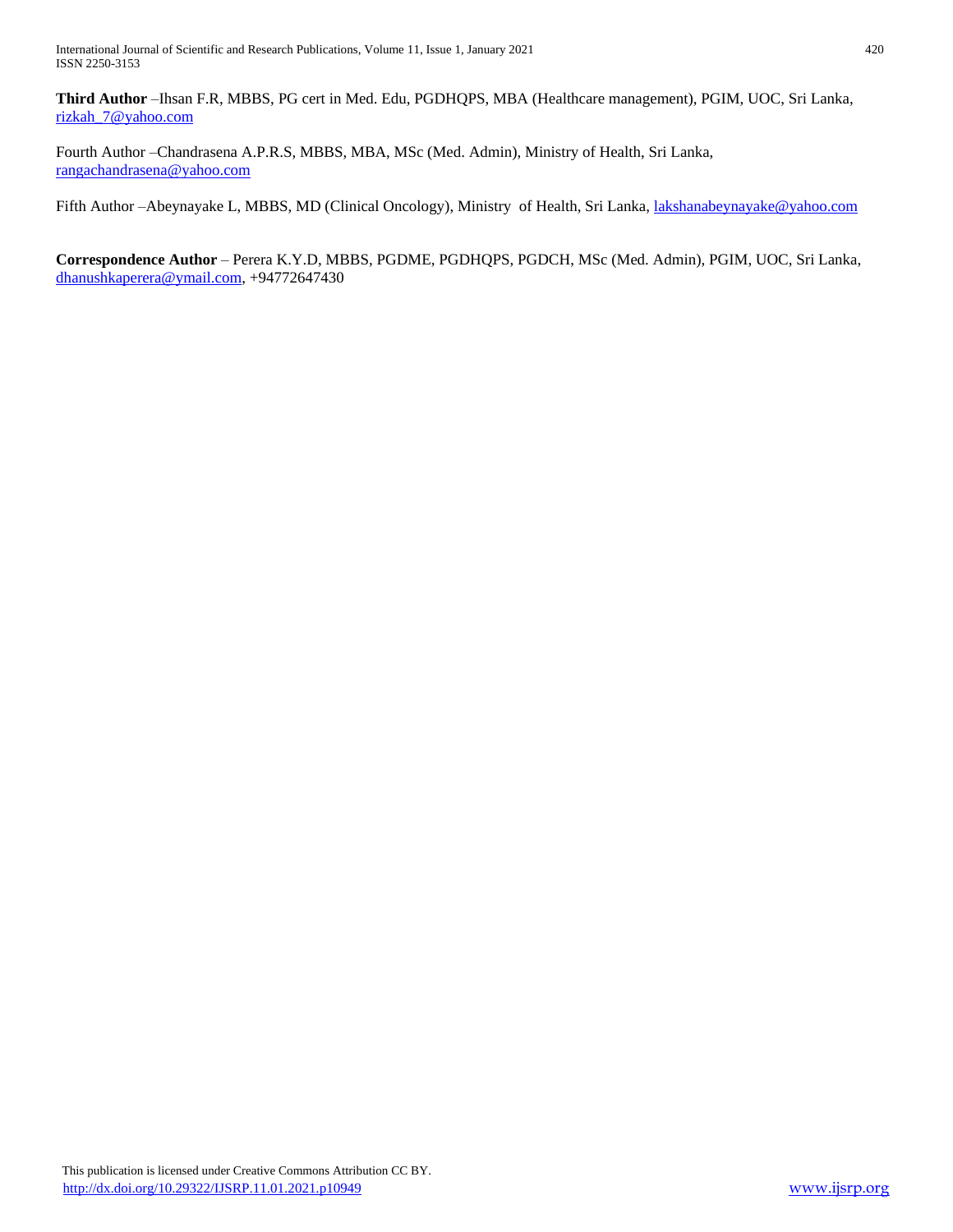**Third Author** –Ihsan F.R, MBBS, PG cert in Med. Edu, PGDHQPS, MBA (Healthcare management), PGIM, UOC, Sri Lanka, rizkah_7@yahoo.com

Fourth Author –Chandrasena A.P.R.S, MBBS, MBA, MSc (Med. Admin), Ministry of Health, Sri Lanka, rangachandrasena@yahoo.com

Fifth Author –Abeynayake L, MBBS, MD (Clinical Oncology), Ministry of Health, Sri Lanka, lakshanabeynayake@yahoo.com

**Correspondence Author** – Perera K.Y.D, MBBS, PGDME, PGDHQPS, PGDCH, MSc (Med. Admin), PGIM, UOC, Sri Lanka, dhanushkaperera@ymail.com, +94772647430